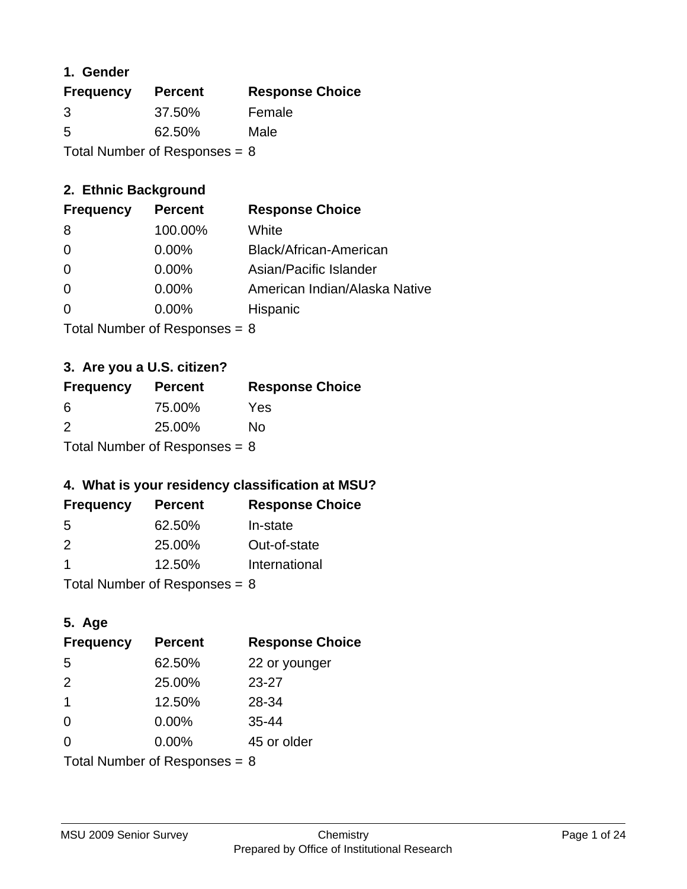## 1. Gender

| Frequency | Percent | Response Choice |
|---|---|---|
| 3 | 37.50% | Female |
| 5 | 62.50% | Male |

Total Number of Responses = 8

## 2. Ethnic Background

| Frequency | Percent | Response Choice |
|---|---|---|
| 8 | 100.00% | White |
| 0 | 0.00% | Black/African-American |
| 0 | 0.00% | Asian/Pacific Islander |
| 0 | 0.00% | American Indian/Alaska Native |
| 0 | 0.00% | Hispanic |

Total Number of Responses = 8

## 3. Are you a U.S. citizen?

| Frequency | Percent | Response Choice |
|---|---|---|
| 6 | 75.00% | Yes |
| 2 | 25.00% | No |

Total Number of Responses = 8

## 4. What is your residency classification at MSU?

| Frequency | Percent | Response Choice |
|---|---|---|
| 5 | 62.50% | In-state |
| 2 | 25.00% | Out-of-state |
| 1 | 12.50% | International |

Total Number of Responses = 8

## 5. Age

| Frequency | Percent | Response Choice |
|---|---|---|
| 5 | 62.50% | 22 or younger |
| 2 | 25.00% | 23-27 |
| 1 | 12.50% | 28-34 |
| 0 | 0.00% | 35-44 |
| 0 | 0.00% | 45 or older |

Total Number of Responses = 8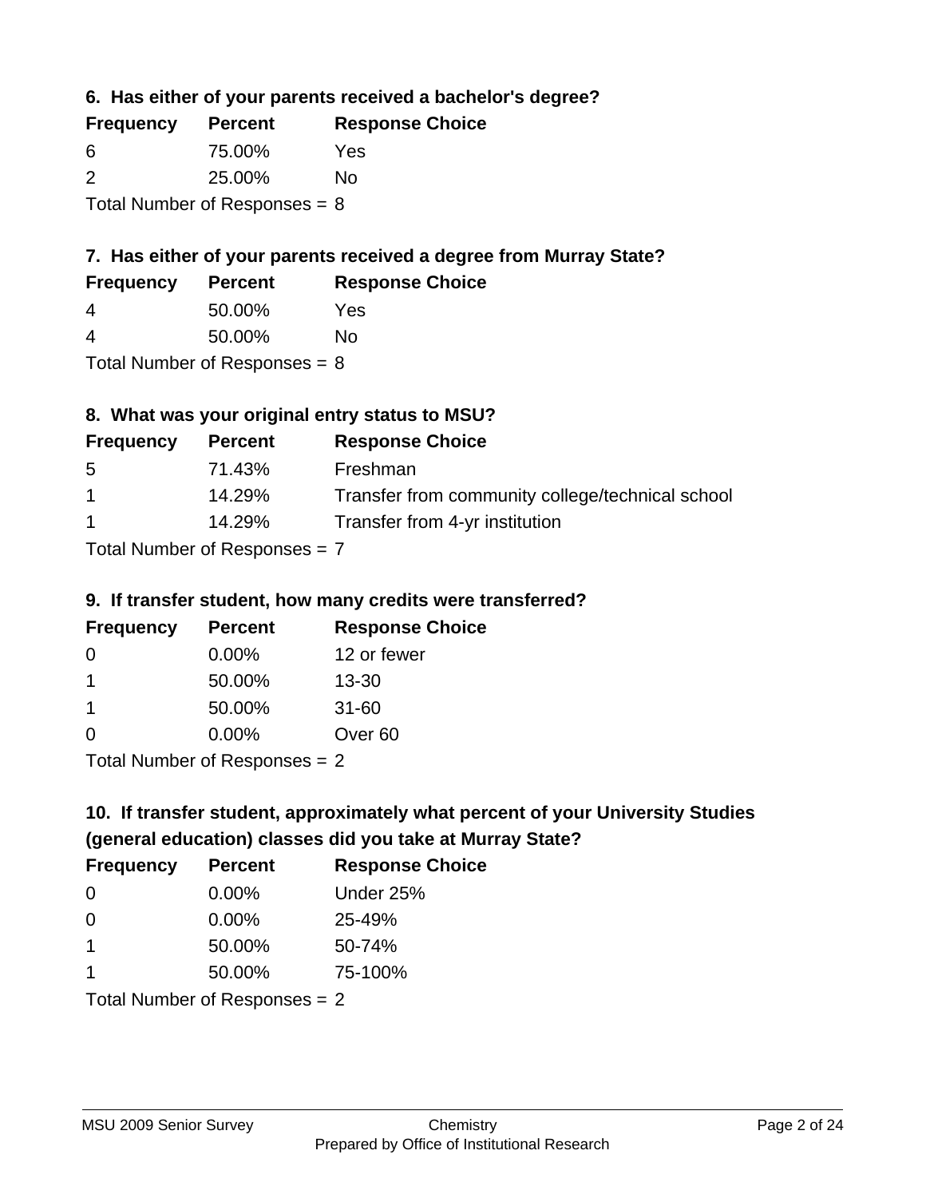### 6. Has either of your parents received a bachelor's degree?

| Frequency | Percent | Response Choice |
|---|---|---|
| 6 | 75.00% | Yes |
| 2 | 25.00% | No |

Total Number of Responses = 8

### 7. Has either of your parents received a degree from Murray State?

| Frequency | Percent | Response Choice |
|---|---|---|
| 4 | 50.00% | Yes |
| 4 | 50.00% | No |

Total Number of Responses = 8

### 8. What was your original entry status to MSU?

| Frequency | Percent | Response Choice |
|---|---|---|
| 5 | 71.43% | Freshman |
| 1 | 14.29% | Transfer from community college/technical school |
| 1 | 14.29% | Transfer from 4-yr institution |

Total Number of Responses = 7

### 9. If transfer student, how many credits were transferred?

| Frequency | Percent | Response Choice |
|---|---|---|
| 0 | 0.00% | 12 or fewer |
| 1 | 50.00% | 13-30 |
| 1 | 50.00% | 31-60 |
| 0 | 0.00% | Over 60 |

Total Number of Responses = 2

### 10. If transfer student, approximately what percent of your University Studies (general education) classes did you take at Murray State?

| Frequency | Percent | Response Choice |
|---|---|---|
| 0 | 0.00% | Under 25% |
| 0 | 0.00% | 25-49% |
| 1 | 50.00% | 50-74% |
| 1 | 50.00% | 75-100% |

Total Number of Responses = 2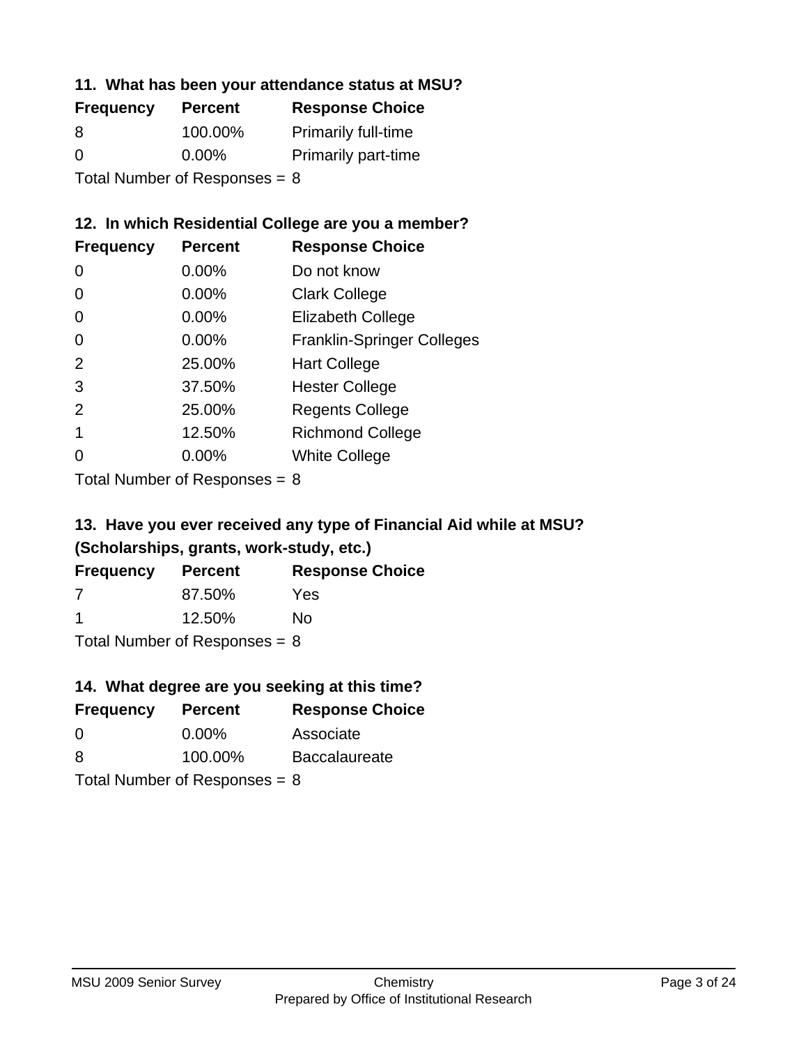### 11. What has been your attendance status at MSU?

| Frequency | Percent | Response Choice |
|---|---|---|
| 8 | 100.00% | Primarily full-time |
| 0 | 0.00% | Primarily part-time |

Total Number of Responses = 8

### 12. In which Residential College are you a member?

| Frequency | Percent | Response Choice |
|---|---|---|
| 0 | 0.00% | Do not know |
| 0 | 0.00% | Clark College |
| 0 | 0.00% | Elizabeth College |
| 0 | 0.00% | Franklin-Springer Colleges |
| 2 | 25.00% | Hart College |
| 3 | 37.50% | Hester College |
| 2 | 25.00% | Regents College |
| 1 | 12.50% | Richmond College |
| 0 | 0.00% | White College |

Total Number of Responses = 8

### 13. Have you ever received any type of Financial Aid while at MSU? (Scholarships, grants, work-study, etc.)

| Frequency | Percent | Response Choice |
|---|---|---|
| 7 | 87.50% | Yes |
| 1 | 12.50% | No |

Total Number of Responses = 8

### 14. What degree are you seeking at this time?

| Frequency | Percent | Response Choice |
|---|---|---|
| 0 | 0.00% | Associate |
| 8 | 100.00% | Baccalaureate |

Total Number of Responses = 8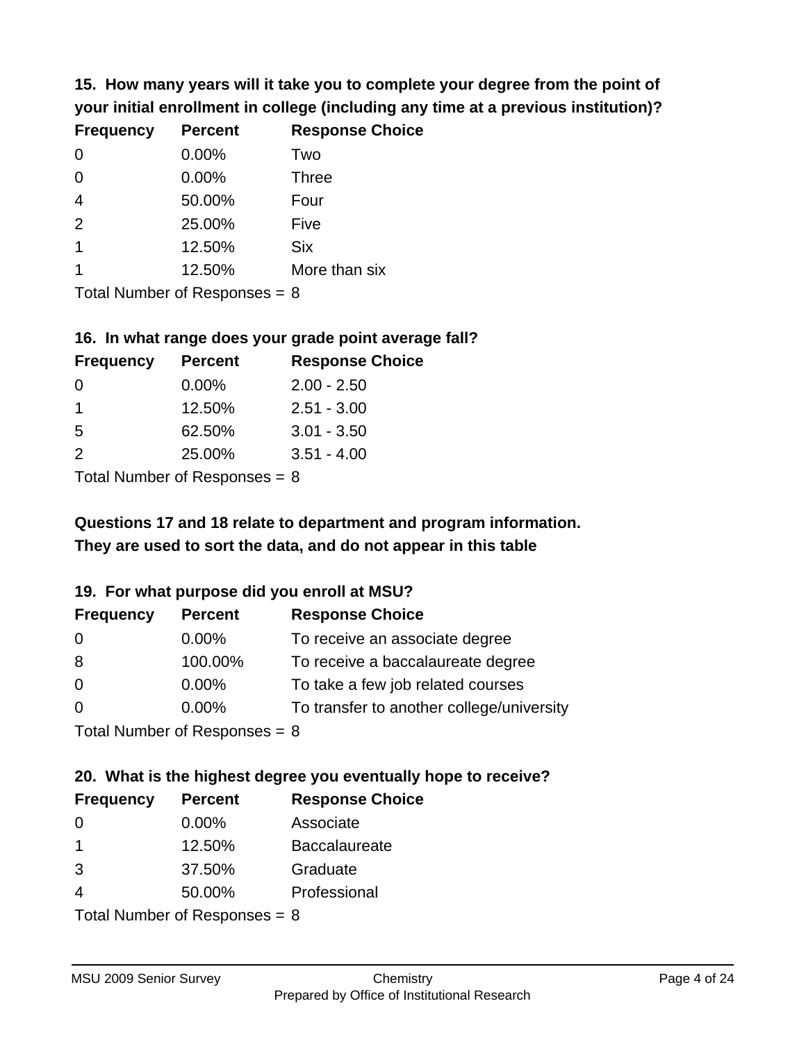### 15. How many years will it take you to complete your degree from the point of your initial enrollment in college (including any time at a previous institution)?

| Frequency | Percent | Response Choice |
|---|---|---|
| 0 | 0.00% | Two |
| 0 | 0.00% | Three |
| 4 | 50.00% | Four |
| 2 | 25.00% | Five |
| 1 | 12.50% | Six |
| 1 | 12.50% | More than six |

Total Number of Responses = 8

### 16. In what range does your grade point average fall?

| Frequency | Percent | Response Choice |
|---|---|---|
| 0 | 0.00% | 2.00 - 2.50 |
| 1 | 12.50% | 2.51 - 3.00 |
| 5 | 62.50% | 3.01 - 3.50 |
| 2 | 25.00% | 3.51 - 4.00 |

Total Number of Responses = 8

**Questions 17 and 18 relate to department and program information. They are used to sort the data, and do not appear in this table**

### 19. For what purpose did you enroll at MSU?

| Frequency | Percent | Response Choice |
|---|---|---|
| 0 | 0.00% | To receive an associate degree |
| 8 | 100.00% | To receive a baccalaureate degree |
| 0 | 0.00% | To take a few job related courses |
| 0 | 0.00% | To transfer to another college/university |

Total Number of Responses = 8

### 20. What is the highest degree you eventually hope to receive?

| Frequency | Percent | Response Choice |
|---|---|---|
| 0 | 0.00% | Associate |
| 1 | 12.50% | Baccalaureate |
| 3 | 37.50% | Graduate |
| 4 | 50.00% | Professional |

Total Number of Responses = 8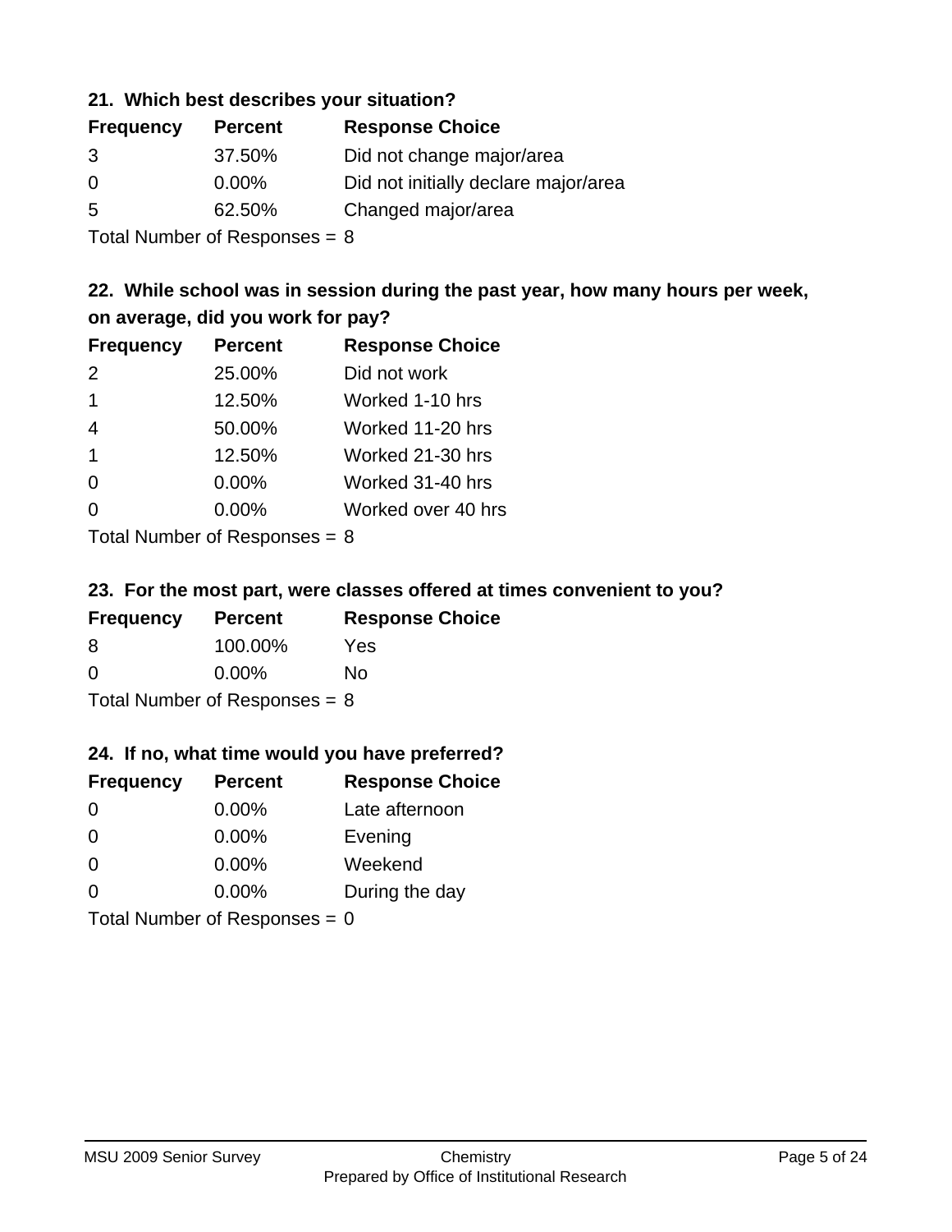### 21. Which best describes your situation?

| Frequency | Percent | Response Choice |
| --- | --- | --- |
| 3 | 37.50% | Did not change major/area |
| 0 | 0.00% | Did not initially declare major/area |
| 5 | 62.50% | Changed major/area |

Total Number of Responses = 8

### 22. While school was in session during the past year, how many hours per week, on average, did you work for pay?

| Frequency | Percent | Response Choice |
| --- | --- | --- |
| 2 | 25.00% | Did not work |
| 1 | 12.50% | Worked 1-10 hrs |
| 4 | 50.00% | Worked 11-20 hrs |
| 1 | 12.50% | Worked 21-30 hrs |
| 0 | 0.00% | Worked 31-40 hrs |
| 0 | 0.00% | Worked over 40 hrs |

Total Number of Responses = 8

### 23. For the most part, were classes offered at times convenient to you?

| Frequency | Percent | Response Choice |
| --- | --- | --- |
| 8 | 100.00% | Yes |
| 0 | 0.00% | No |

Total Number of Responses = 8

### 24. If no, what time would you have preferred?

| Frequency | Percent | Response Choice |
| --- | --- | --- |
| 0 | 0.00% | Late afternoon |
| 0 | 0.00% | Evening |
| 0 | 0.00% | Weekend |
| 0 | 0.00% | During the day |

Total Number of Responses = 0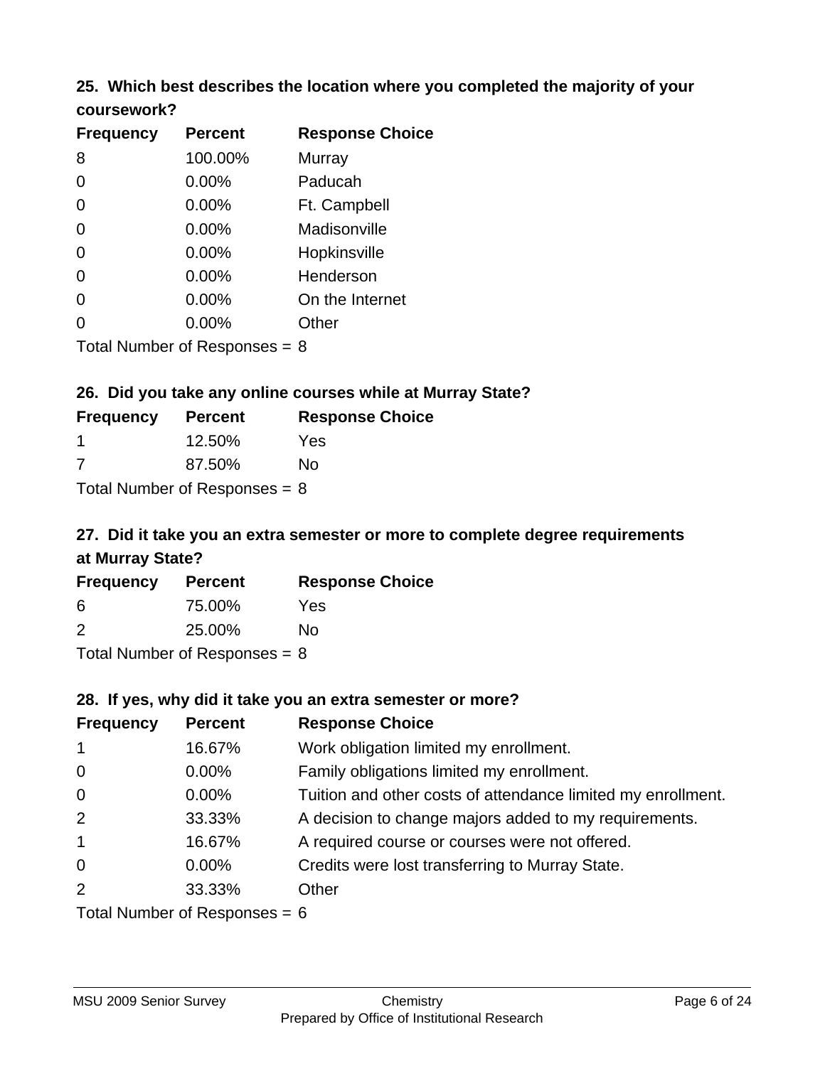### 25. Which best describes the location where you completed the majority of your coursework?

| Frequency | Percent | Response Choice |
|---|---|---|
| 8 | 100.00% | Murray |
| 0 | 0.00% | Paducah |
| 0 | 0.00% | Ft. Campbell |
| 0 | 0.00% | Madisonville |
| 0 | 0.00% | Hopkinsville |
| 0 | 0.00% | Henderson |
| 0 | 0.00% | On the Internet |
| 0 | 0.00% | Other |

Total Number of Responses = 8

### 26. Did you take any online courses while at Murray State?

| Frequency | Percent | Response Choice |
|---|---|---|
| 1 | 12.50% | Yes |
| 7 | 87.50% | No |

Total Number of Responses = 8

### 27. Did it take you an extra semester or more to complete degree requirements at Murray State?

| Frequency | Percent | Response Choice |
|---|---|---|
| 6 | 75.00% | Yes |
| 2 | 25.00% | No |

Total Number of Responses = 8

### 28. If yes, why did it take you an extra semester or more?

| Frequency | Percent | Response Choice |
|---|---|---|
| 1 | 16.67% | Work obligation limited my enrollment. |
| 0 | 0.00% | Family obligations limited my enrollment. |
| 0 | 0.00% | Tuition and other costs of attendance limited my enrollment. |
| 2 | 33.33% | A decision to change majors added to my requirements. |
| 1 | 16.67% | A required course or courses were not offered. |
| 0 | 0.00% | Credits were lost transferring to Murray State. |
| 2 | 33.33% | Other |

Total Number of Responses = 6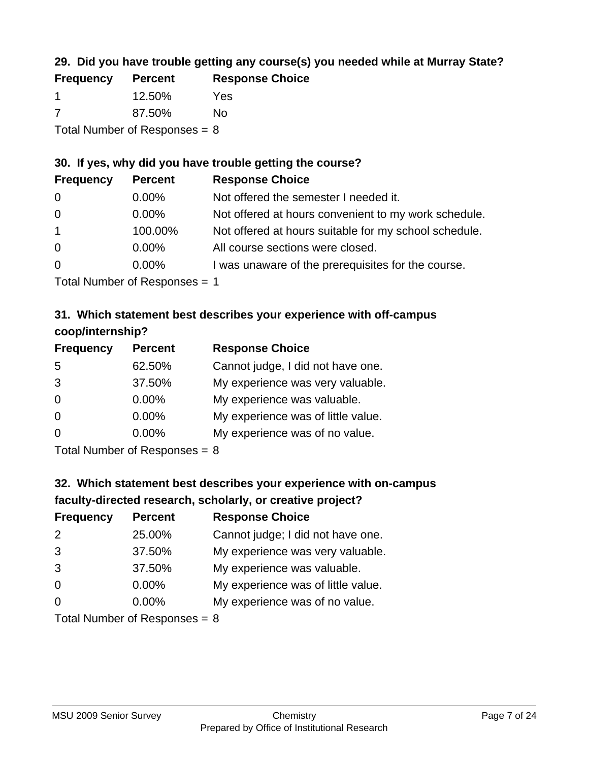### 29. Did you have trouble getting any course(s) you needed while at Murray State?

| Frequency | Percent | Response Choice |
| --- | --- | --- |
| 1 | 12.50% | Yes |
| 7 | 87.50% | No |

Total Number of Responses = 8

### 30. If yes, why did you have trouble getting the course?

| Frequency | Percent | Response Choice |
| --- | --- | --- |
| 0 | 0.00% | Not offered the semester I needed it. |
| 0 | 0.00% | Not offered at hours convenient to my work schedule. |
| 1 | 100.00% | Not offered at hours suitable for my school schedule. |
| 0 | 0.00% | All course sections were closed. |
| 0 | 0.00% | I was unaware of the prerequisites for the course. |

Total Number of Responses = 1

### 31. Which statement best describes your experience with off-campus coop/internship?

| Frequency | Percent | Response Choice |
| --- | --- | --- |
| 5 | 62.50% | Cannot judge, I did not have one. |
| 3 | 37.50% | My experience was very valuable. |
| 0 | 0.00% | My experience was valuable. |
| 0 | 0.00% | My experience was of little value. |
| 0 | 0.00% | My experience was of no value. |

Total Number of Responses = 8

### 32. Which statement best describes your experience with on-campus faculty-directed research, scholarly, or creative project?

| Frequency | Percent | Response Choice |
| --- | --- | --- |
| 2 | 25.00% | Cannot judge; I did not have one. |
| 3 | 37.50% | My experience was very valuable. |
| 3 | 37.50% | My experience was valuable. |
| 0 | 0.00% | My experience was of little value. |
| 0 | 0.00% | My experience was of no value. |

Total Number of Responses = 8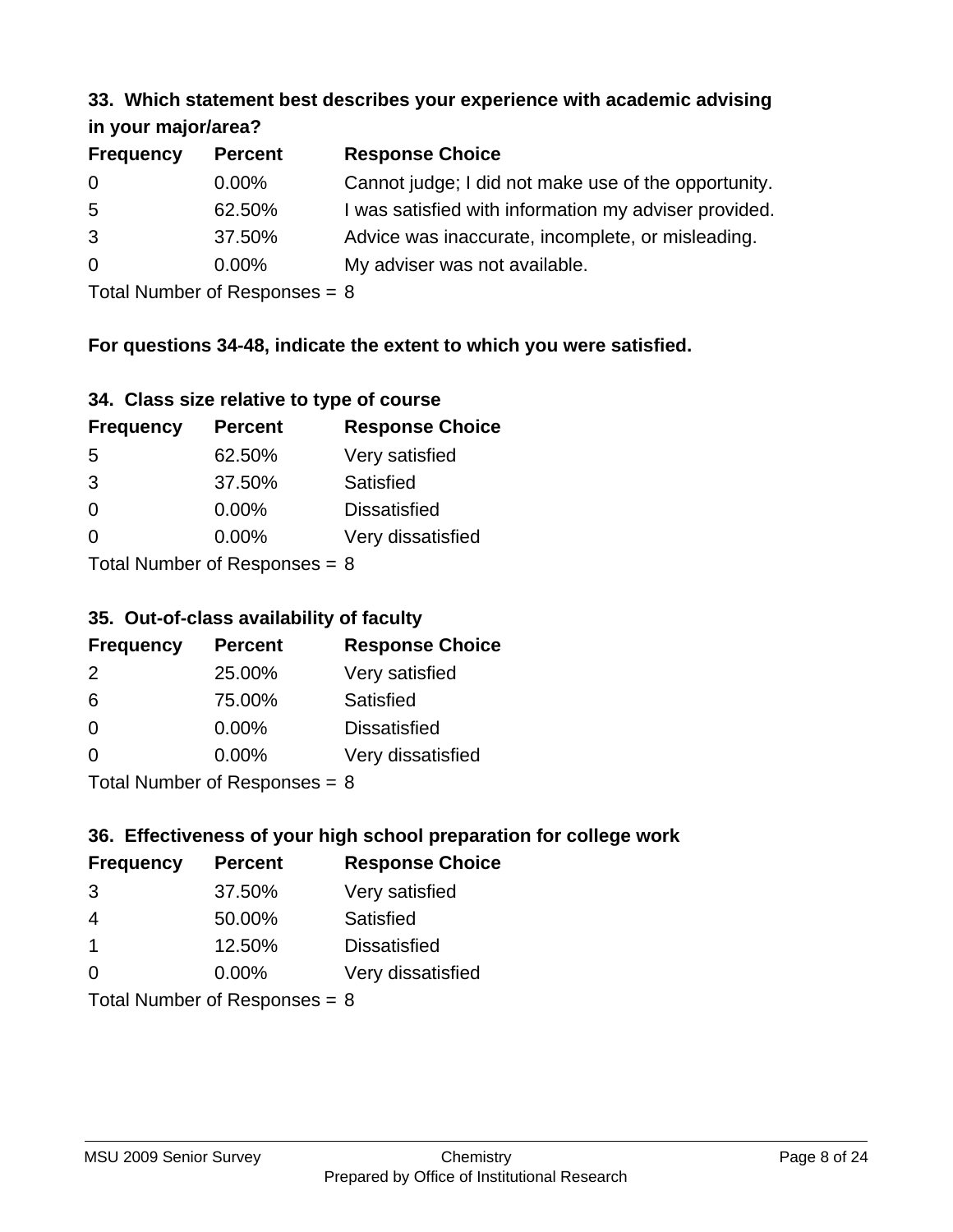### 33. Which statement best describes your experience with academic advising in your major/area?

| Frequency | Percent | Response Choice |
|---|---|---|
| 0 | 0.00% | Cannot judge; I did not make use of the opportunity. |
| 5 | 62.50% | I was satisfied with information my adviser provided. |
| 3 | 37.50% | Advice was inaccurate, incomplete, or misleading. |
| 0 | 0.00% | My adviser was not available. |

Total Number of Responses = 8

**For questions 34-48, indicate the extent to which you were satisfied.**

### 34. Class size relative to type of course

| Frequency | Percent | Response Choice |
|---|---|---|
| 5 | 62.50% | Very satisfied |
| 3 | 37.50% | Satisfied |
| 0 | 0.00% | Dissatisfied |
| 0 | 0.00% | Very dissatisfied |

Total Number of Responses = 8

### 35. Out-of-class availability of faculty

| Frequency | Percent | Response Choice |
|---|---|---|
| 2 | 25.00% | Very satisfied |
| 6 | 75.00% | Satisfied |
| 0 | 0.00% | Dissatisfied |
| 0 | 0.00% | Very dissatisfied |

Total Number of Responses = 8

### 36. Effectiveness of your high school preparation for college work

| Frequency | Percent | Response Choice |
|---|---|---|
| 3 | 37.50% | Very satisfied |
| 4 | 50.00% | Satisfied |
| 1 | 12.50% | Dissatisfied |
| 0 | 0.00% | Very dissatisfied |

Total Number of Responses = 8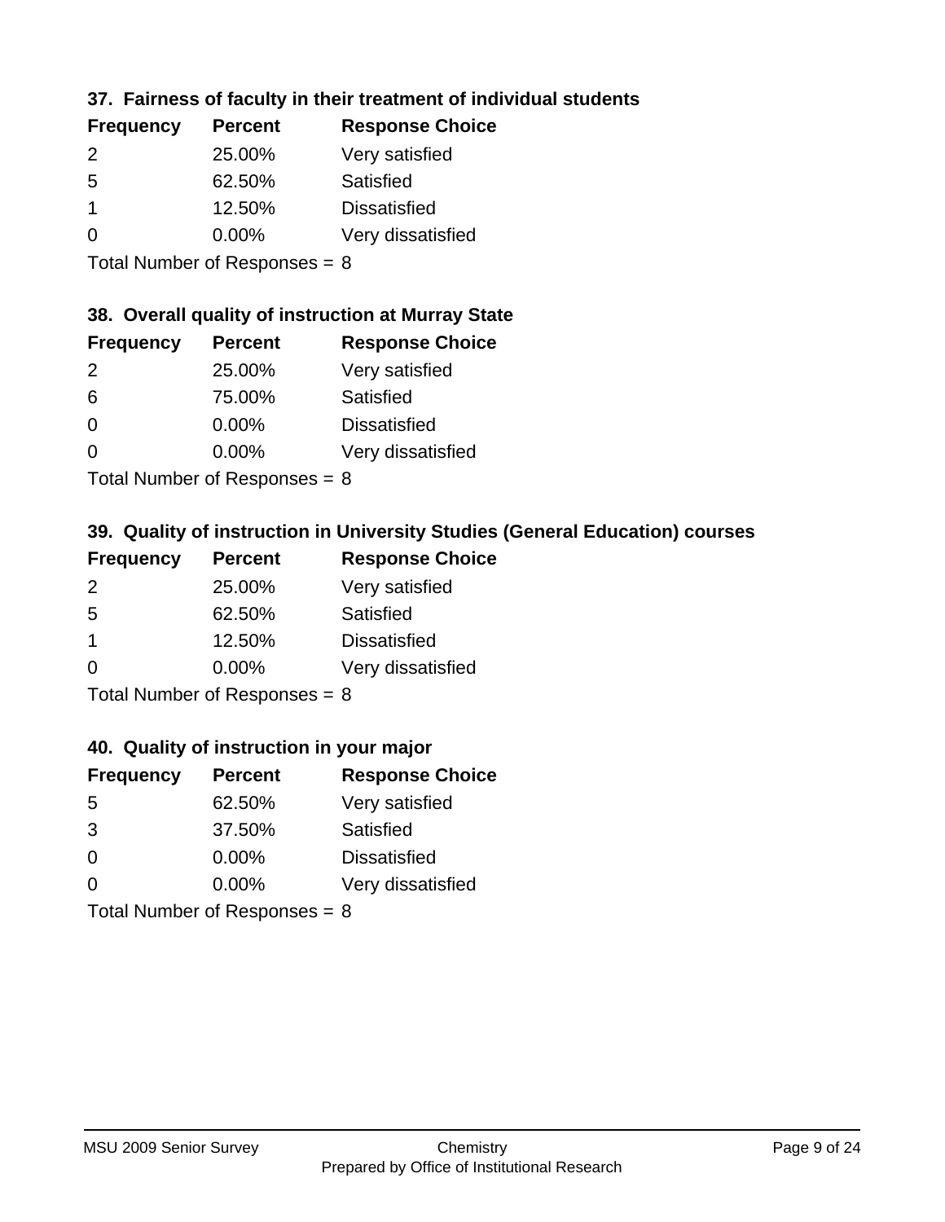### 37. Fairness of faculty in their treatment of individual students

| Frequency | Percent | Response Choice |
|---|---|---|
| 2 | 25.00% | Very satisfied |
| 5 | 62.50% | Satisfied |
| 1 | 12.50% | Dissatisfied |
| 0 | 0.00% | Very dissatisfied |

Total Number of Responses = 8

### 38. Overall quality of instruction at Murray State

| Frequency | Percent | Response Choice |
|---|---|---|
| 2 | 25.00% | Very satisfied |
| 6 | 75.00% | Satisfied |
| 0 | 0.00% | Dissatisfied |
| 0 | 0.00% | Very dissatisfied |

Total Number of Responses = 8

### 39. Quality of instruction in University Studies (General Education) courses

| Frequency | Percent | Response Choice |
|---|---|---|
| 2 | 25.00% | Very satisfied |
| 5 | 62.50% | Satisfied |
| 1 | 12.50% | Dissatisfied |
| 0 | 0.00% | Very dissatisfied |

Total Number of Responses = 8

### 40. Quality of instruction in your major

| Frequency | Percent | Response Choice |
|---|---|---|
| 5 | 62.50% | Very satisfied |
| 3 | 37.50% | Satisfied |
| 0 | 0.00% | Dissatisfied |
| 0 | 0.00% | Very dissatisfied |

Total Number of Responses = 8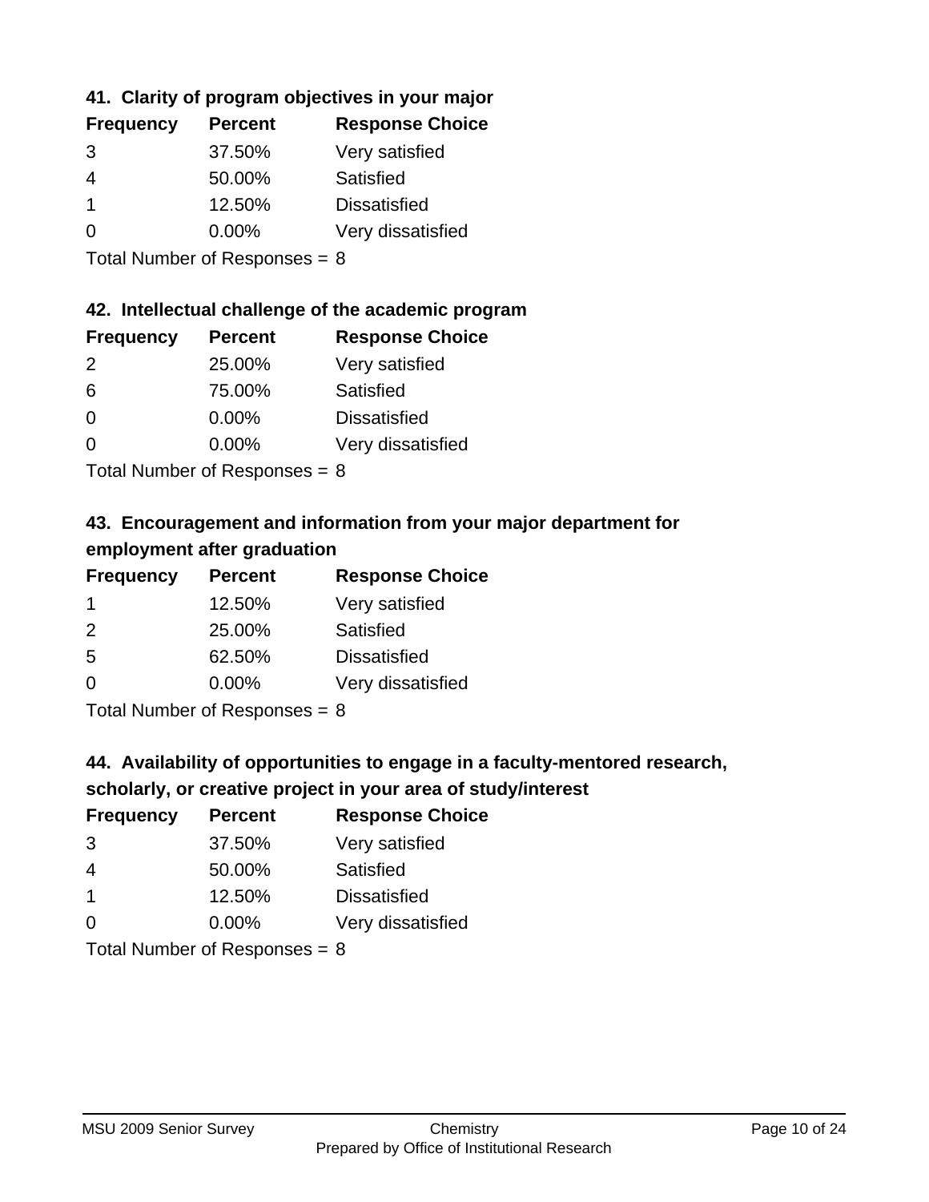### 41. Clarity of program objectives in your major

| Frequency | Percent | Response Choice |
| --- | --- | --- |
| 3 | 37.50% | Very satisfied |
| 4 | 50.00% | Satisfied |
| 1 | 12.50% | Dissatisfied |
| 0 | 0.00% | Very dissatisfied |

Total Number of Responses = 8

### 42. Intellectual challenge of the academic program

| Frequency | Percent | Response Choice |
| --- | --- | --- |
| 2 | 25.00% | Very satisfied |
| 6 | 75.00% | Satisfied |
| 0 | 0.00% | Dissatisfied |
| 0 | 0.00% | Very dissatisfied |

Total Number of Responses = 8

### 43. Encouragement and information from your major department for employment after graduation

| Frequency | Percent | Response Choice |
| --- | --- | --- |
| 1 | 12.50% | Very satisfied |
| 2 | 25.00% | Satisfied |
| 5 | 62.50% | Dissatisfied |
| 0 | 0.00% | Very dissatisfied |

Total Number of Responses = 8

### 44. Availability of opportunities to engage in a faculty-mentored research, scholarly, or creative project in your area of study/interest

| Frequency | Percent | Response Choice |
| --- | --- | --- |
| 3 | 37.50% | Very satisfied |
| 4 | 50.00% | Satisfied |
| 1 | 12.50% | Dissatisfied |
| 0 | 0.00% | Very dissatisfied |

Total Number of Responses = 8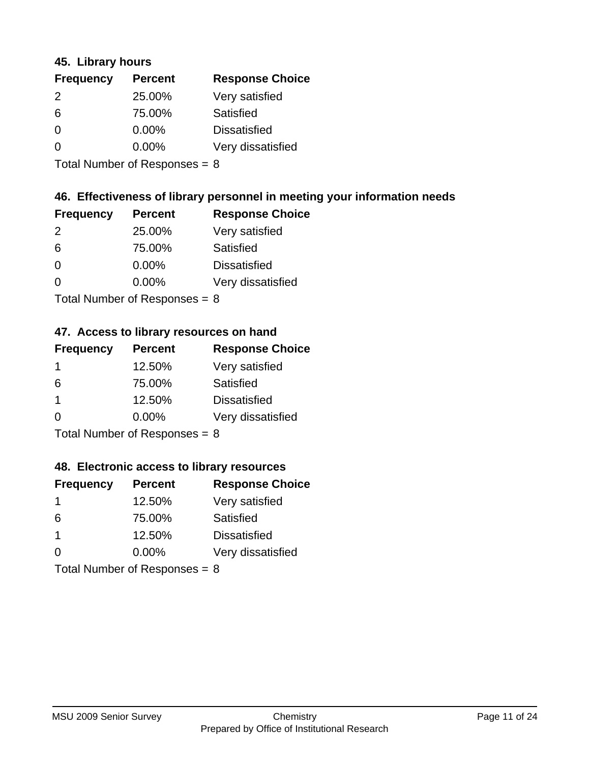### 45. Library hours

| Frequency | Percent | Response Choice |
|---|---|---|
| 2 | 25.00% | Very satisfied |
| 6 | 75.00% | Satisfied |
| 0 | 0.00% | Dissatisfied |
| 0 | 0.00% | Very dissatisfied |

Total Number of Responses = 8

### 46. Effectiveness of library personnel in meeting your information needs

| Frequency | Percent | Response Choice |
|---|---|---|
| 2 | 25.00% | Very satisfied |
| 6 | 75.00% | Satisfied |
| 0 | 0.00% | Dissatisfied |
| 0 | 0.00% | Very dissatisfied |

Total Number of Responses = 8

### 47. Access to library resources on hand

| Frequency | Percent | Response Choice |
|---|---|---|
| 1 | 12.50% | Very satisfied |
| 6 | 75.00% | Satisfied |
| 1 | 12.50% | Dissatisfied |
| 0 | 0.00% | Very dissatisfied |

Total Number of Responses = 8

### 48. Electronic access to library resources

| Frequency | Percent | Response Choice |
|---|---|---|
| 1 | 12.50% | Very satisfied |
| 6 | 75.00% | Satisfied |
| 1 | 12.50% | Dissatisfied |
| 0 | 0.00% | Very dissatisfied |

Total Number of Responses = 8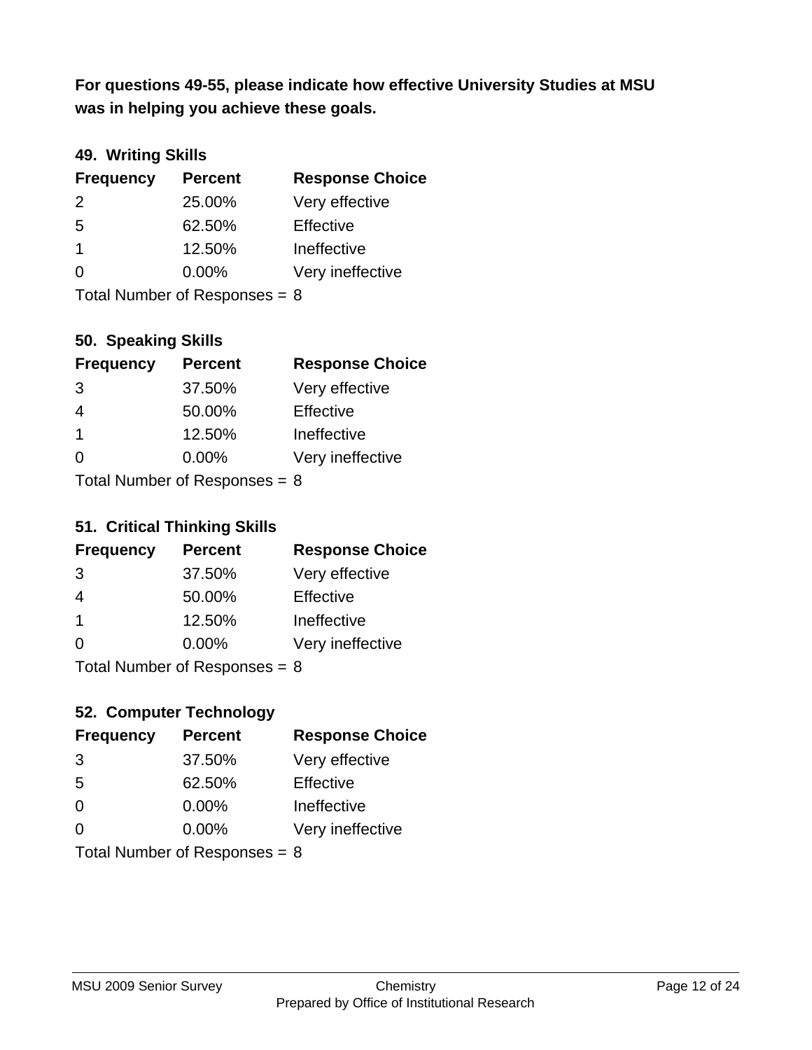**For questions 49-55, please indicate how effective University Studies at MSU was in helping you achieve these goals.**

### 49. Writing Skills

| Frequency | Percent | Response Choice |
|---|---|---|
| 2 | 25.00% | Very effective |
| 5 | 62.50% | Effective |
| 1 | 12.50% | Ineffective |
| 0 | 0.00% | Very ineffective |

Total Number of Responses = 8

### 50. Speaking Skills

| Frequency | Percent | Response Choice |
|---|---|---|
| 3 | 37.50% | Very effective |
| 4 | 50.00% | Effective |
| 1 | 12.50% | Ineffective |
| 0 | 0.00% | Very ineffective |

Total Number of Responses = 8

### 51. Critical Thinking Skills

| Frequency | Percent | Response Choice |
|---|---|---|
| 3 | 37.50% | Very effective |
| 4 | 50.00% | Effective |
| 1 | 12.50% | Ineffective |
| 0 | 0.00% | Very ineffective |

Total Number of Responses = 8

### 52. Computer Technology

| Frequency | Percent | Response Choice |
|---|---|---|
| 3 | 37.50% | Very effective |
| 5 | 62.50% | Effective |
| 0 | 0.00% | Ineffective |
| 0 | 0.00% | Very ineffective |

Total Number of Responses = 8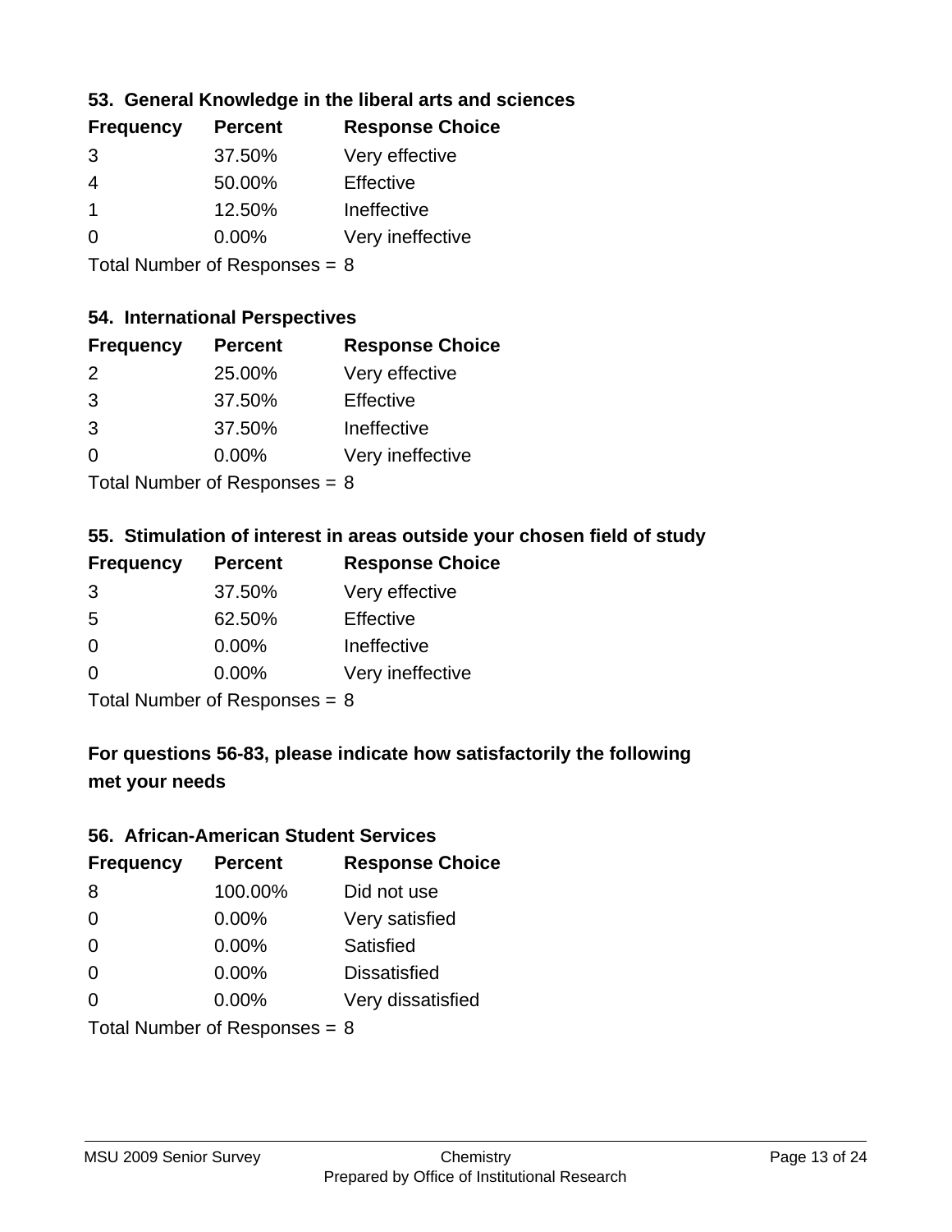### 53. General Knowledge in the liberal arts and sciences

| Frequency | Percent | Response Choice |
|---|---|---|
| 3 | 37.50% | Very effective |
| 4 | 50.00% | Effective |
| 1 | 12.50% | Ineffective |
| 0 | 0.00% | Very ineffective |

Total Number of Responses = 8

### 54. International Perspectives

| Frequency | Percent | Response Choice |
|---|---|---|
| 2 | 25.00% | Very effective |
| 3 | 37.50% | Effective |
| 3 | 37.50% | Ineffective |
| 0 | 0.00% | Very ineffective |

Total Number of Responses = 8

### 55. Stimulation of interest in areas outside your chosen field of study

| Frequency | Percent | Response Choice |
|---|---|---|
| 3 | 37.50% | Very effective |
| 5 | 62.50% | Effective |
| 0 | 0.00% | Ineffective |
| 0 | 0.00% | Very ineffective |

Total Number of Responses = 8

### For questions 56-83, please indicate how satisfactorily the following met your needs

### 56. African-American Student Services

| Frequency | Percent | Response Choice |
|---|---|---|
| 8 | 100.00% | Did not use |
| 0 | 0.00% | Very satisfied |
| 0 | 0.00% | Satisfied |
| 0 | 0.00% | Dissatisfied |
| 0 | 0.00% | Very dissatisfied |

Total Number of Responses = 8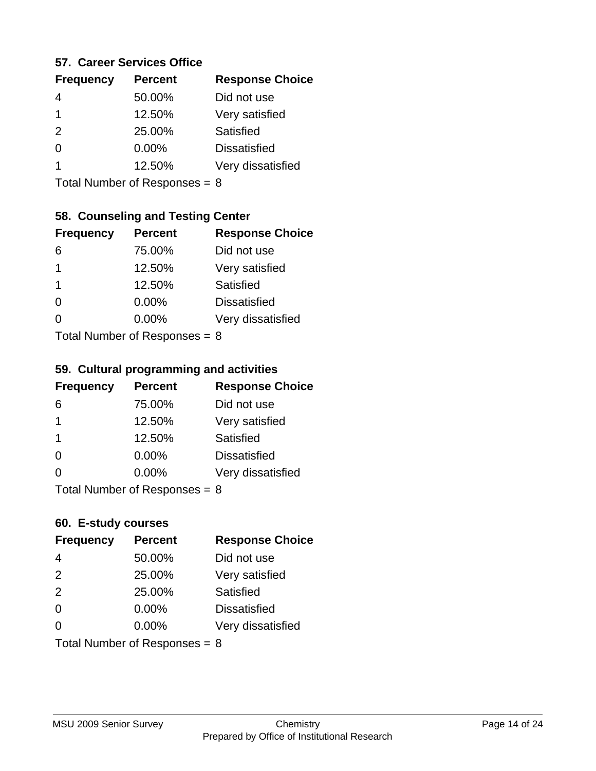### 57. Career Services Office

| Frequency | Percent | Response Choice |
|---|---|---|
| 4 | 50.00% | Did not use |
| 1 | 12.50% | Very satisfied |
| 2 | 25.00% | Satisfied |
| 0 | 0.00% | Dissatisfied |
| 1 | 12.50% | Very dissatisfied |

Total Number of Responses = 8

### 58. Counseling and Testing Center

| Frequency | Percent | Response Choice |
|---|---|---|
| 6 | 75.00% | Did not use |
| 1 | 12.50% | Very satisfied |
| 1 | 12.50% | Satisfied |
| 0 | 0.00% | Dissatisfied |
| 0 | 0.00% | Very dissatisfied |

Total Number of Responses = 8

### 59. Cultural programming and activities

| Frequency | Percent | Response Choice |
|---|---|---|
| 6 | 75.00% | Did not use |
| 1 | 12.50% | Very satisfied |
| 1 | 12.50% | Satisfied |
| 0 | 0.00% | Dissatisfied |
| 0 | 0.00% | Very dissatisfied |

Total Number of Responses = 8

### 60. E-study courses

| Frequency | Percent | Response Choice |
|---|---|---|
| 4 | 50.00% | Did not use |
| 2 | 25.00% | Very satisfied |
| 2 | 25.00% | Satisfied |
| 0 | 0.00% | Dissatisfied |
| 0 | 0.00% | Very dissatisfied |

Total Number of Responses = 8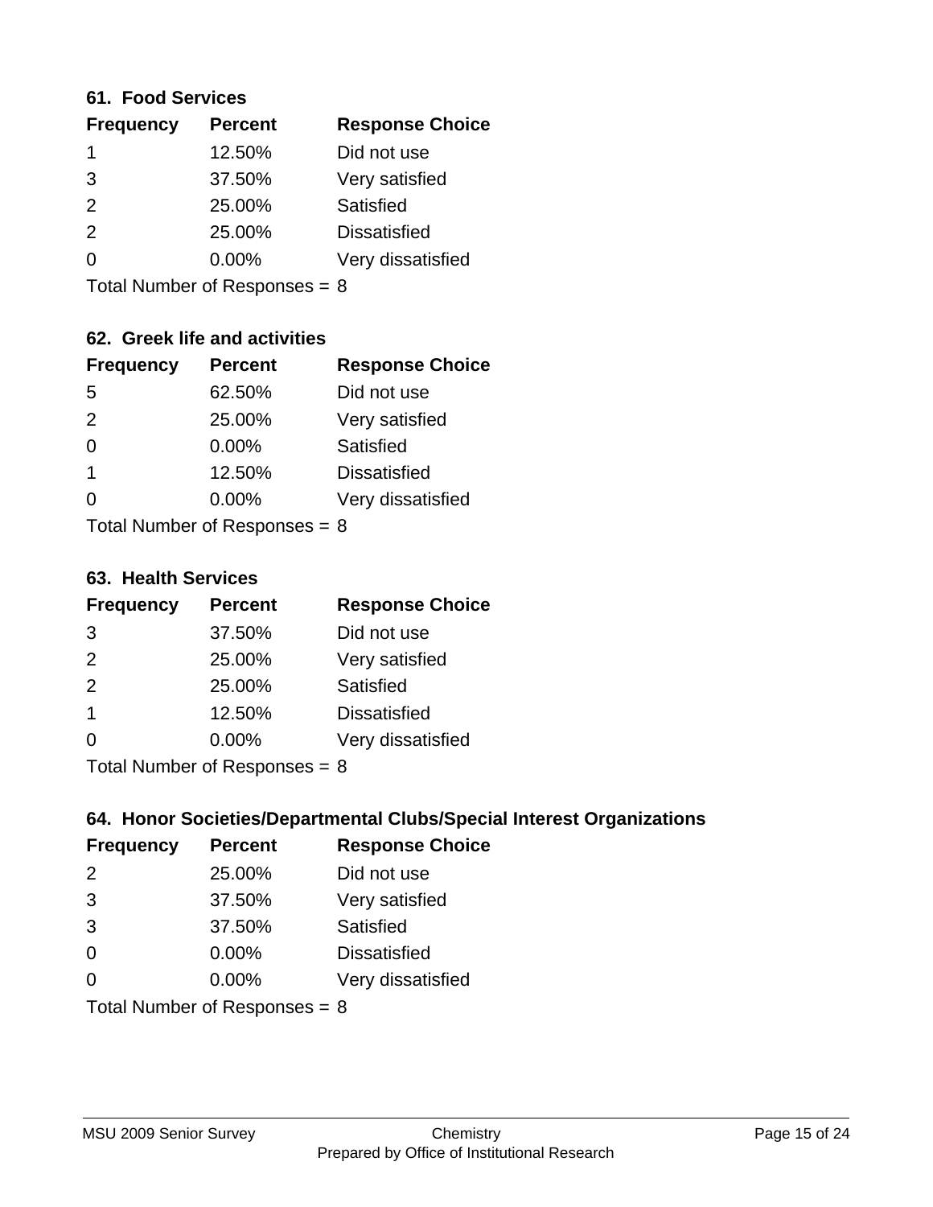### 61. Food Services

| Frequency | Percent | Response Choice |
|---|---|---|
| 1 | 12.50% | Did not use |
| 3 | 37.50% | Very satisfied |
| 2 | 25.00% | Satisfied |
| 2 | 25.00% | Dissatisfied |
| 0 | 0.00% | Very dissatisfied |

Total Number of Responses = 8

### 62. Greek life and activities

| Frequency | Percent | Response Choice |
|---|---|---|
| 5 | 62.50% | Did not use |
| 2 | 25.00% | Very satisfied |
| 0 | 0.00% | Satisfied |
| 1 | 12.50% | Dissatisfied |
| 0 | 0.00% | Very dissatisfied |

Total Number of Responses = 8

### 63. Health Services

| Frequency | Percent | Response Choice |
|---|---|---|
| 3 | 37.50% | Did not use |
| 2 | 25.00% | Very satisfied |
| 2 | 25.00% | Satisfied |
| 1 | 12.50% | Dissatisfied |
| 0 | 0.00% | Very dissatisfied |

Total Number of Responses = 8

### 64. Honor Societies/Departmental Clubs/Special Interest Organizations

| Frequency | Percent | Response Choice |
|---|---|---|
| 2 | 25.00% | Did not use |
| 3 | 37.50% | Very satisfied |
| 3 | 37.50% | Satisfied |
| 0 | 0.00% | Dissatisfied |
| 0 | 0.00% | Very dissatisfied |

Total Number of Responses = 8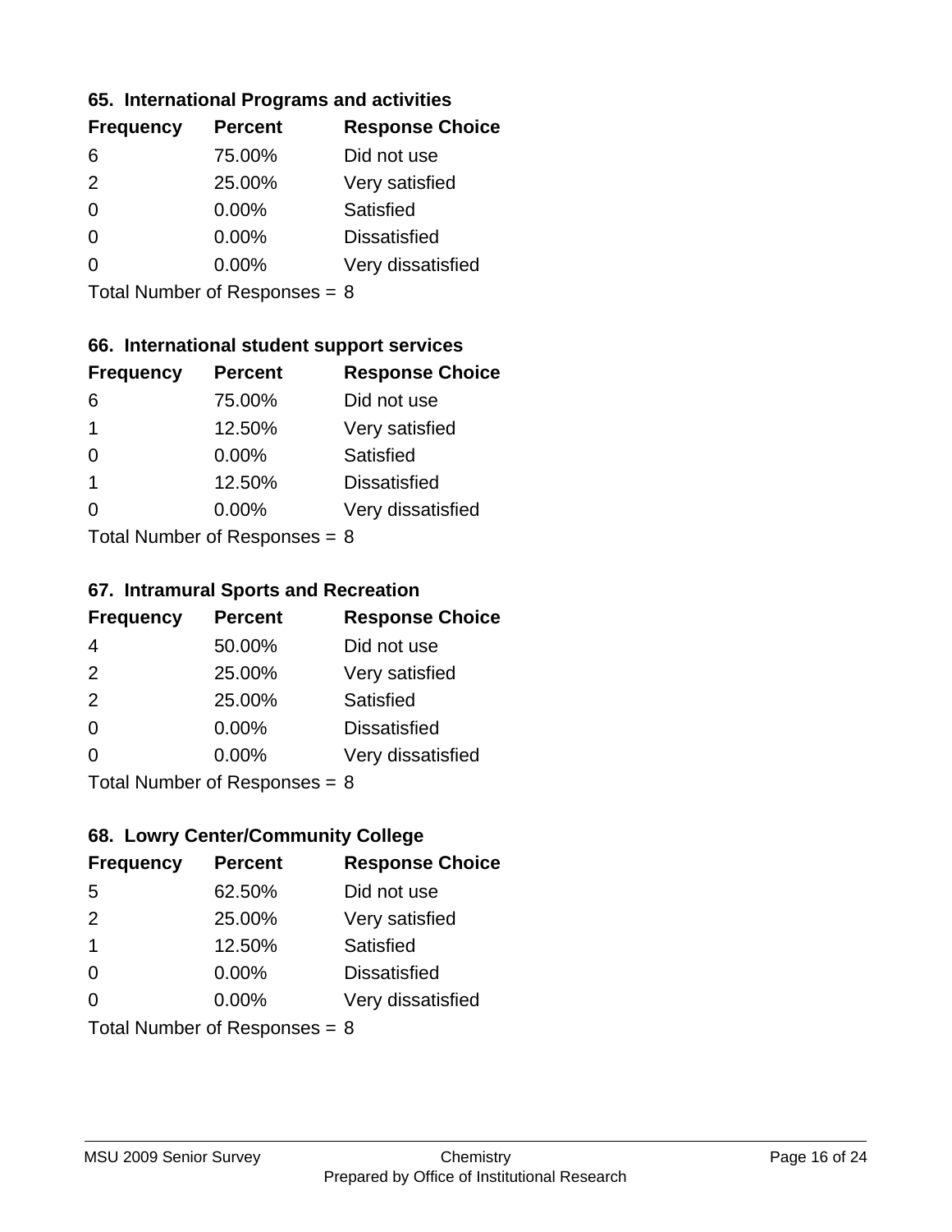### 65. International Programs and activities

| Frequency | Percent | Response Choice |
|---|---|---|
| 6 | 75.00% | Did not use |
| 2 | 25.00% | Very satisfied |
| 0 | 0.00% | Satisfied |
| 0 | 0.00% | Dissatisfied |
| 0 | 0.00% | Very dissatisfied |

Total Number of Responses = 8

### 66. International student support services

| Frequency | Percent | Response Choice |
|---|---|---|
| 6 | 75.00% | Did not use |
| 1 | 12.50% | Very satisfied |
| 0 | 0.00% | Satisfied |
| 1 | 12.50% | Dissatisfied |
| 0 | 0.00% | Very dissatisfied |

Total Number of Responses = 8

### 67. Intramural Sports and Recreation

| Frequency | Percent | Response Choice |
|---|---|---|
| 4 | 50.00% | Did not use |
| 2 | 25.00% | Very satisfied |
| 2 | 25.00% | Satisfied |
| 0 | 0.00% | Dissatisfied |
| 0 | 0.00% | Very dissatisfied |

Total Number of Responses = 8

### 68. Lowry Center/Community College

| Frequency | Percent | Response Choice |
|---|---|---|
| 5 | 62.50% | Did not use |
| 2 | 25.00% | Very satisfied |
| 1 | 12.50% | Satisfied |
| 0 | 0.00% | Dissatisfied |
| 0 | 0.00% | Very dissatisfied |

Total Number of Responses = 8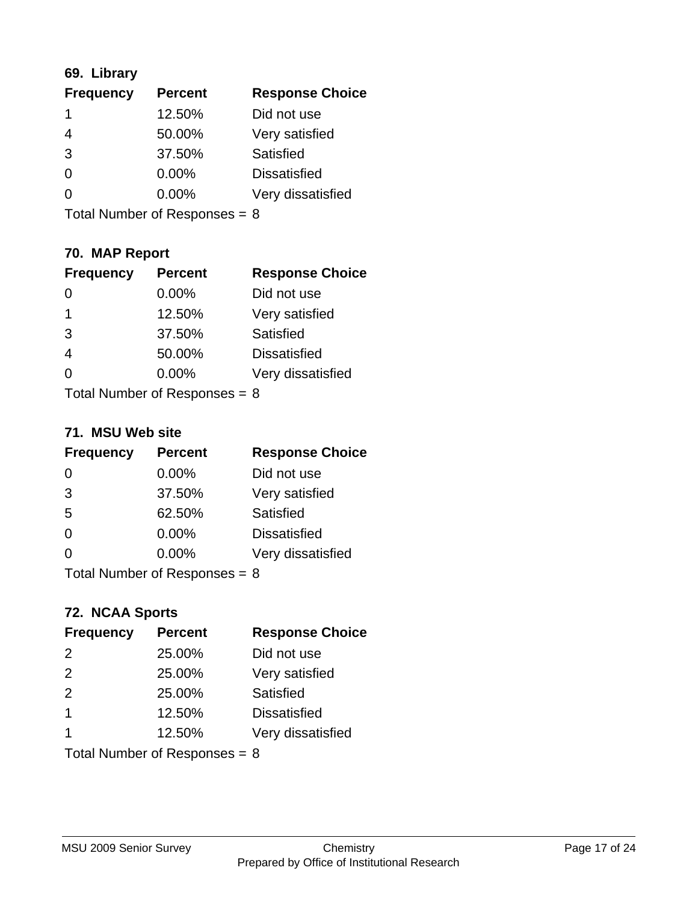### 69. Library

| Frequency | Percent | Response Choice |
|---|---|---|
| 1 | 12.50% | Did not use |
| 4 | 50.00% | Very satisfied |
| 3 | 37.50% | Satisfied |
| 0 | 0.00% | Dissatisfied |
| 0 | 0.00% | Very dissatisfied |

Total Number of Responses = 8

### 70. MAP Report

| Frequency | Percent | Response Choice |
|---|---|---|
| 0 | 0.00% | Did not use |
| 1 | 12.50% | Very satisfied |
| 3 | 37.50% | Satisfied |
| 4 | 50.00% | Dissatisfied |
| 0 | 0.00% | Very dissatisfied |

Total Number of Responses = 8

### 71. MSU Web site

| Frequency | Percent | Response Choice |
|---|---|---|
| 0 | 0.00% | Did not use |
| 3 | 37.50% | Very satisfied |
| 5 | 62.50% | Satisfied |
| 0 | 0.00% | Dissatisfied |
| 0 | 0.00% | Very dissatisfied |

Total Number of Responses = 8

### 72. NCAA Sports

| Frequency | Percent | Response Choice |
|---|---|---|
| 2 | 25.00% | Did not use |
| 2 | 25.00% | Very satisfied |
| 2 | 25.00% | Satisfied |
| 1 | 12.50% | Dissatisfied |
| 1 | 12.50% | Very dissatisfied |

Total Number of Responses = 8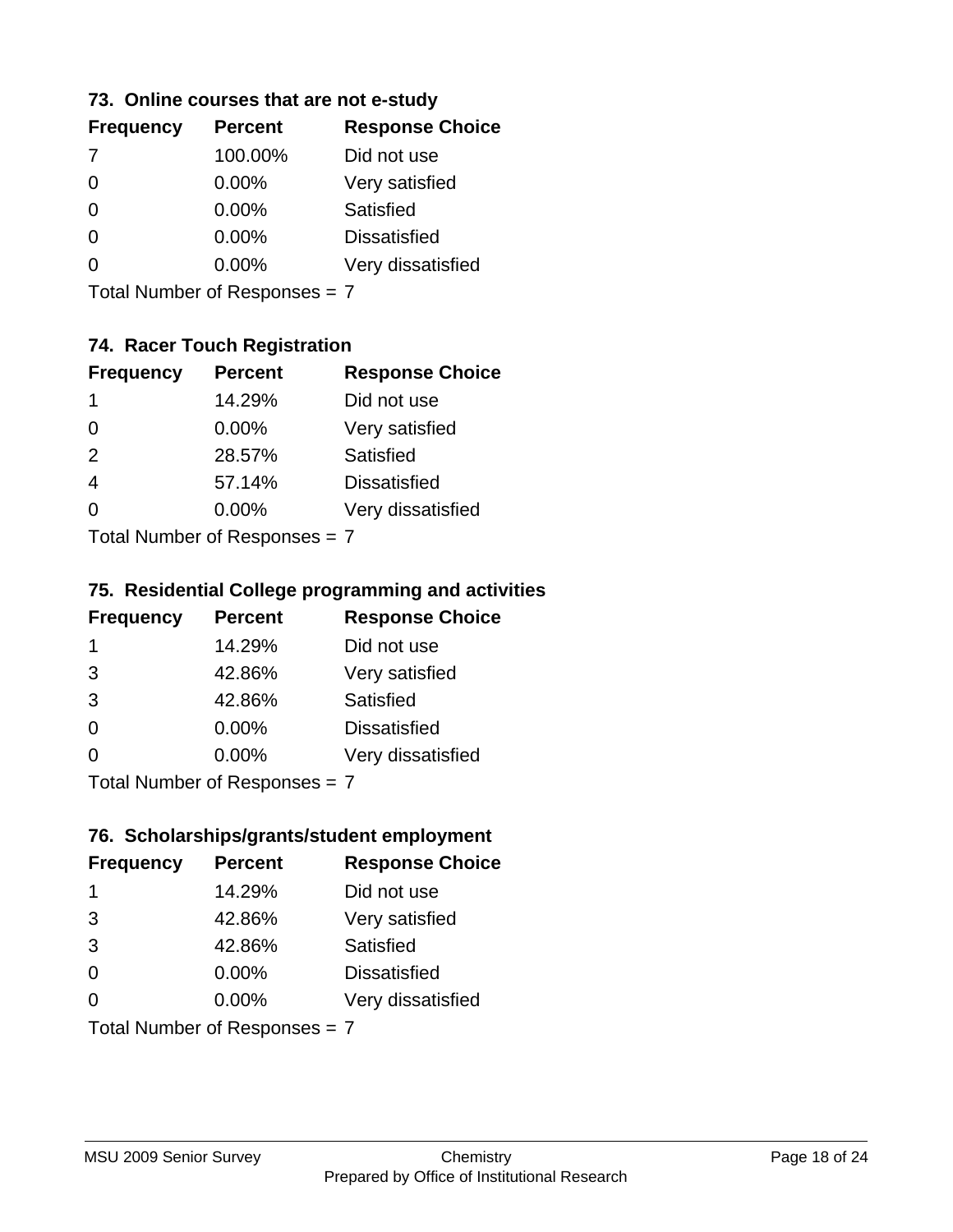### 73. Online courses that are not e-study

| Frequency | Percent | Response Choice |
|---|---|---|
| 7 | 100.00% | Did not use |
| 0 | 0.00% | Very satisfied |
| 0 | 0.00% | Satisfied |
| 0 | 0.00% | Dissatisfied |
| 0 | 0.00% | Very dissatisfied |

Total Number of Responses = 7

### 74. Racer Touch Registration

| Frequency | Percent | Response Choice |
|---|---|---|
| 1 | 14.29% | Did not use |
| 0 | 0.00% | Very satisfied |
| 2 | 28.57% | Satisfied |
| 4 | 57.14% | Dissatisfied |
| 0 | 0.00% | Very dissatisfied |

Total Number of Responses = 7

### 75. Residential College programming and activities

| Frequency | Percent | Response Choice |
|---|---|---|
| 1 | 14.29% | Did not use |
| 3 | 42.86% | Very satisfied |
| 3 | 42.86% | Satisfied |
| 0 | 0.00% | Dissatisfied |
| 0 | 0.00% | Very dissatisfied |

Total Number of Responses = 7

### 76. Scholarships/grants/student employment

| Frequency | Percent | Response Choice |
|---|---|---|
| 1 | 14.29% | Did not use |
| 3 | 42.86% | Very satisfied |
| 3 | 42.86% | Satisfied |
| 0 | 0.00% | Dissatisfied |
| 0 | 0.00% | Very dissatisfied |

Total Number of Responses = 7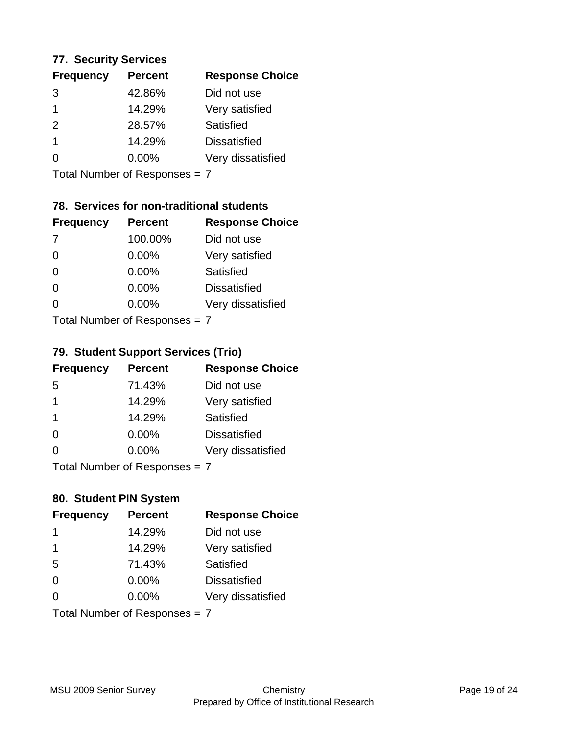### 77. Security Services

| Frequency | Percent | Response Choice |
|---|---|---|
| 3 | 42.86% | Did not use |
| 1 | 14.29% | Very satisfied |
| 2 | 28.57% | Satisfied |
| 1 | 14.29% | Dissatisfied |
| 0 | 0.00% | Very dissatisfied |

Total Number of Responses = 7

### 78. Services for non-traditional students

| Frequency | Percent | Response Choice |
|---|---|---|
| 7 | 100.00% | Did not use |
| 0 | 0.00% | Very satisfied |
| 0 | 0.00% | Satisfied |
| 0 | 0.00% | Dissatisfied |
| 0 | 0.00% | Very dissatisfied |

Total Number of Responses = 7

### 79. Student Support Services (Trio)

| Frequency | Percent | Response Choice |
|---|---|---|
| 5 | 71.43% | Did not use |
| 1 | 14.29% | Very satisfied |
| 1 | 14.29% | Satisfied |
| 0 | 0.00% | Dissatisfied |
| 0 | 0.00% | Very dissatisfied |

Total Number of Responses = 7

### 80. Student PIN System

| Frequency | Percent | Response Choice |
|---|---|---|
| 1 | 14.29% | Did not use |
| 1 | 14.29% | Very satisfied |
| 5 | 71.43% | Satisfied |
| 0 | 0.00% | Dissatisfied |
| 0 | 0.00% | Very dissatisfied |

Total Number of Responses = 7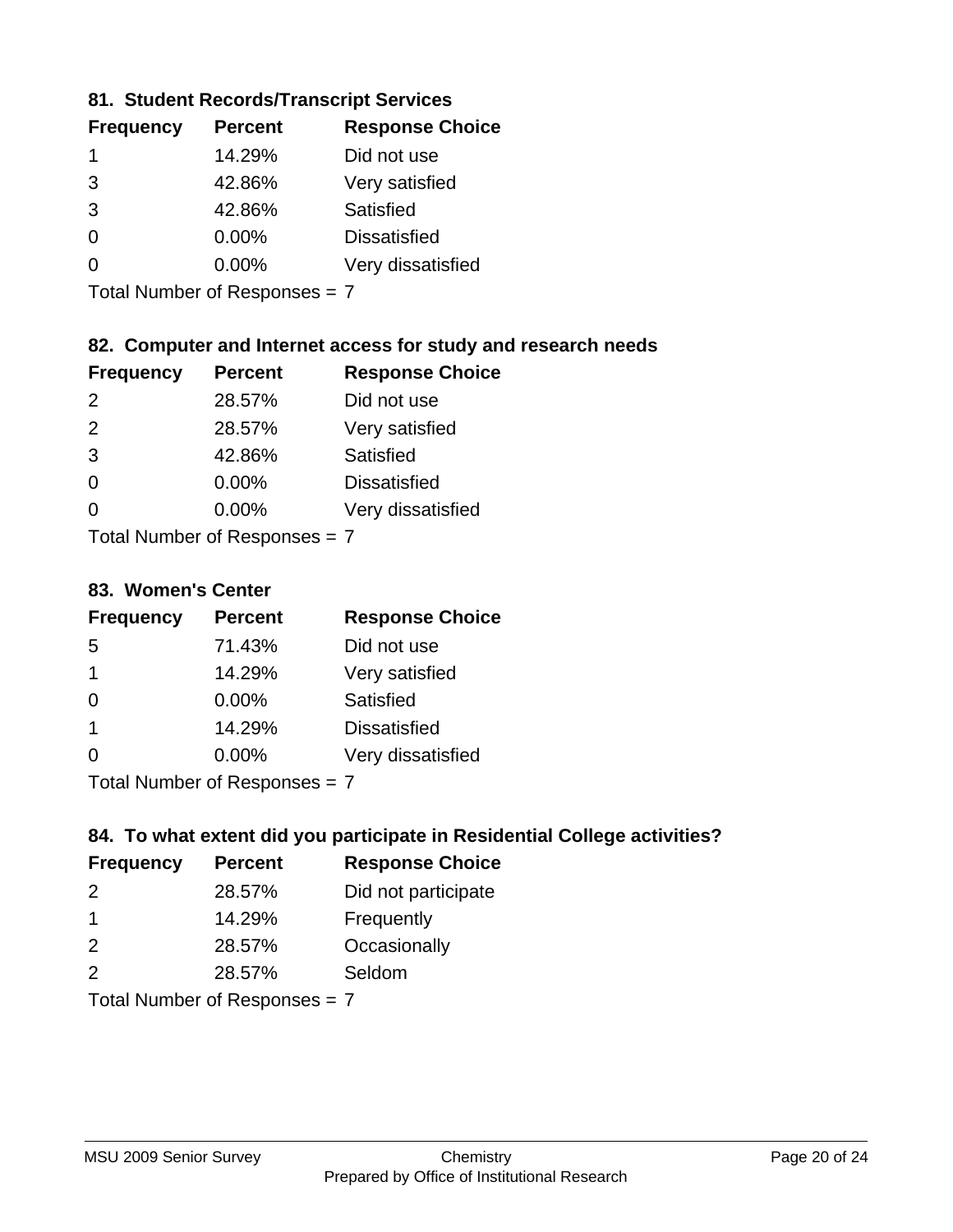### 81. Student Records/Transcript Services

| Frequency | Percent | Response Choice |
|---|---|---|
| 1 | 14.29% | Did not use |
| 3 | 42.86% | Very satisfied |
| 3 | 42.86% | Satisfied |
| 0 | 0.00% | Dissatisfied |
| 0 | 0.00% | Very dissatisfied |

Total Number of Responses = 7

### 82. Computer and Internet access for study and research needs

| Frequency | Percent | Response Choice |
|---|---|---|
| 2 | 28.57% | Did not use |
| 2 | 28.57% | Very satisfied |
| 3 | 42.86% | Satisfied |
| 0 | 0.00% | Dissatisfied |
| 0 | 0.00% | Very dissatisfied |

Total Number of Responses = 7

### 83. Women's Center

| Frequency | Percent | Response Choice |
|---|---|---|
| 5 | 71.43% | Did not use |
| 1 | 14.29% | Very satisfied |
| 0 | 0.00% | Satisfied |
| 1 | 14.29% | Dissatisfied |
| 0 | 0.00% | Very dissatisfied |

Total Number of Responses = 7

### 84. To what extent did you participate in Residential College activities?

| Frequency | Percent | Response Choice |
|---|---|---|
| 2 | 28.57% | Did not participate |
| 1 | 14.29% | Frequently |
| 2 | 28.57% | Occasionally |
| 2 | 28.57% | Seldom |

Total Number of Responses = 7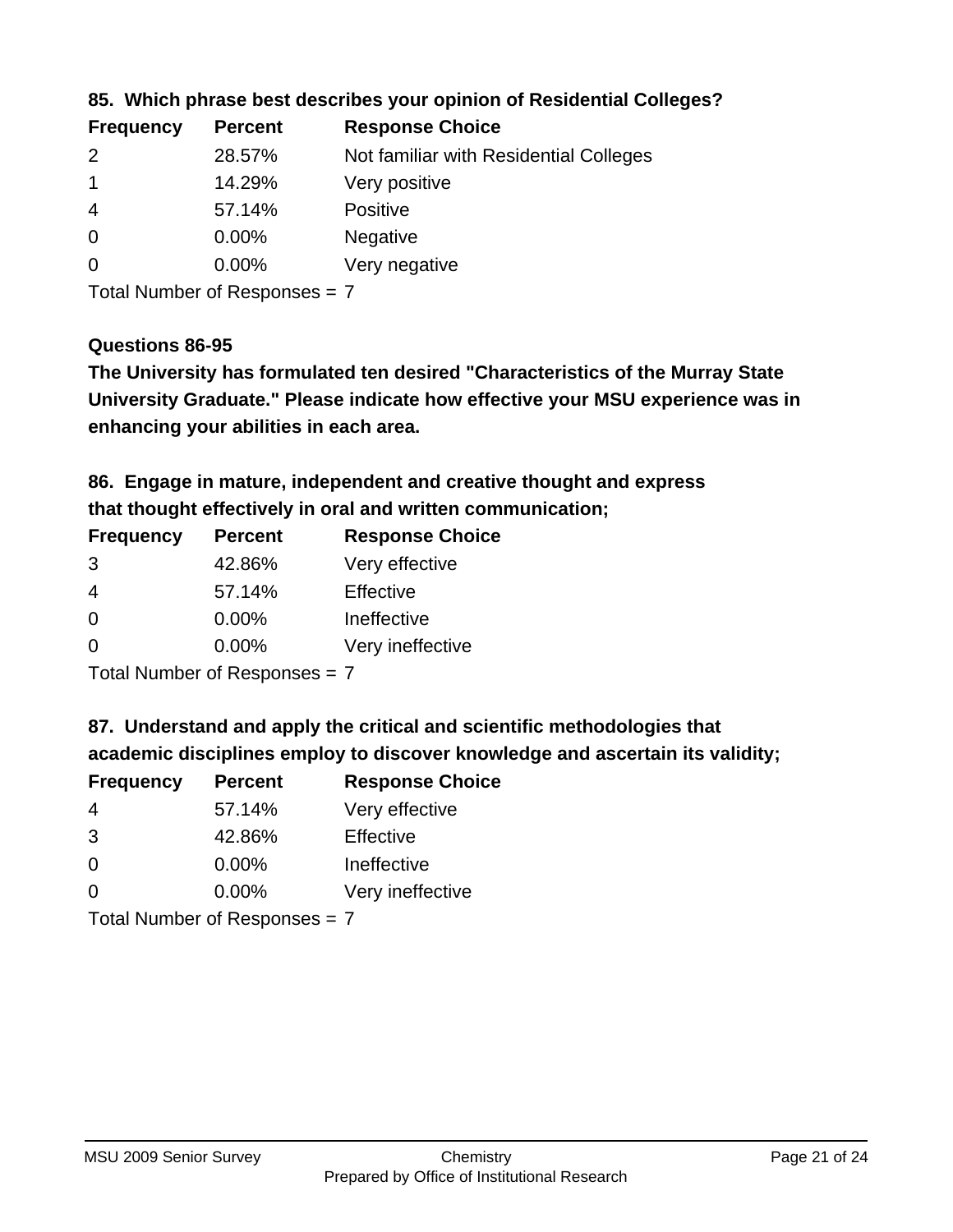### 85. Which phrase best describes your opinion of Residential Colleges?

| Frequency | Percent | Response Choice |
|---|---|---|
| 2 | 28.57% | Not familiar with Residential Colleges |
| 1 | 14.29% | Very positive |
| 4 | 57.14% | Positive |
| 0 | 0.00% | Negative |
| 0 | 0.00% | Very negative |

Total Number of Responses = 7

### Questions 86-95

**The University has formulated ten desired "Characteristics of the Murray State University Graduate." Please indicate how effective your MSU experience was in enhancing your abilities in each area.**

### 86. Engage in mature, independent and creative thought and express that thought effectively in oral and written communication;

| Frequency | Percent | Response Choice |
|---|---|---|
| 3 | 42.86% | Very effective |
| 4 | 57.14% | Effective |
| 0 | 0.00% | Ineffective |
| 0 | 0.00% | Very ineffective |

Total Number of Responses = 7

### 87. Understand and apply the critical and scientific methodologies that academic disciplines employ to discover knowledge and ascertain its validity;

| Frequency | Percent | Response Choice |
|---|---|---|
| 4 | 57.14% | Very effective |
| 3 | 42.86% | Effective |
| 0 | 0.00% | Ineffective |
| 0 | 0.00% | Very ineffective |

Total Number of Responses = 7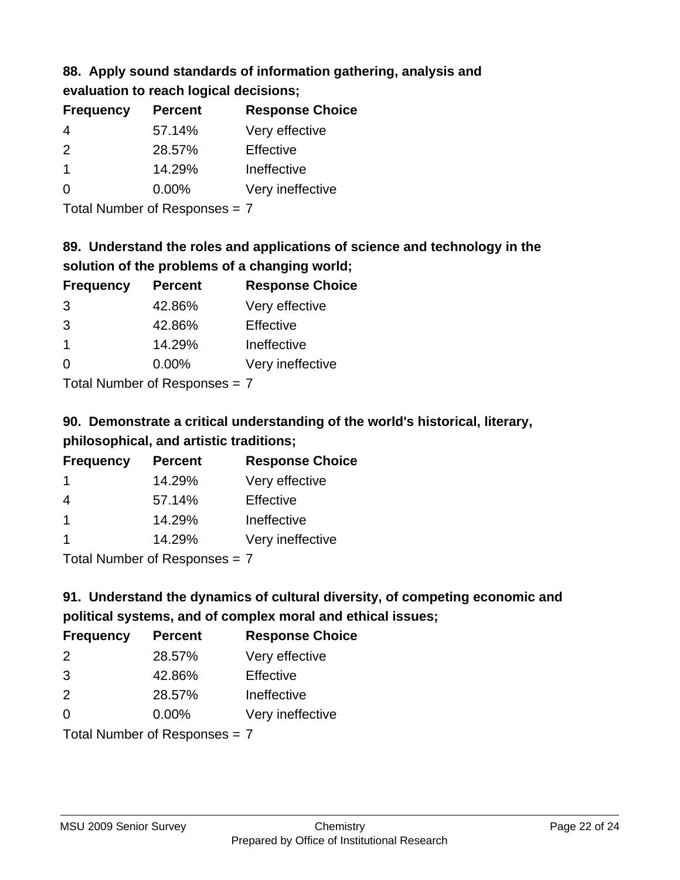### 88. Apply sound standards of information gathering, analysis and evaluation to reach logical decisions;

| Frequency | Percent | Response Choice |
|---|---|---|
| 4 | 57.14% | Very effective |
| 2 | 28.57% | Effective |
| 1 | 14.29% | Ineffective |
| 0 | 0.00% | Very ineffective |

Total Number of Responses = 7

### 89. Understand the roles and applications of science and technology in the solution of the problems of a changing world;

| Frequency | Percent | Response Choice |
|---|---|---|
| 3 | 42.86% | Very effective |
| 3 | 42.86% | Effective |
| 1 | 14.29% | Ineffective |
| 0 | 0.00% | Very ineffective |

Total Number of Responses = 7

### 90. Demonstrate a critical understanding of the world's historical, literary, philosophical, and artistic traditions;

| Frequency | Percent | Response Choice |
|---|---|---|
| 1 | 14.29% | Very effective |
| 4 | 57.14% | Effective |
| 1 | 14.29% | Ineffective |
| 1 | 14.29% | Very ineffective |

Total Number of Responses = 7

### 91. Understand the dynamics of cultural diversity, of competing economic and political systems, and of complex moral and ethical issues;

| Frequency | Percent | Response Choice |
|---|---|---|
| 2 | 28.57% | Very effective |
| 3 | 42.86% | Effective |
| 2 | 28.57% | Ineffective |
| 0 | 0.00% | Very ineffective |

Total Number of Responses = 7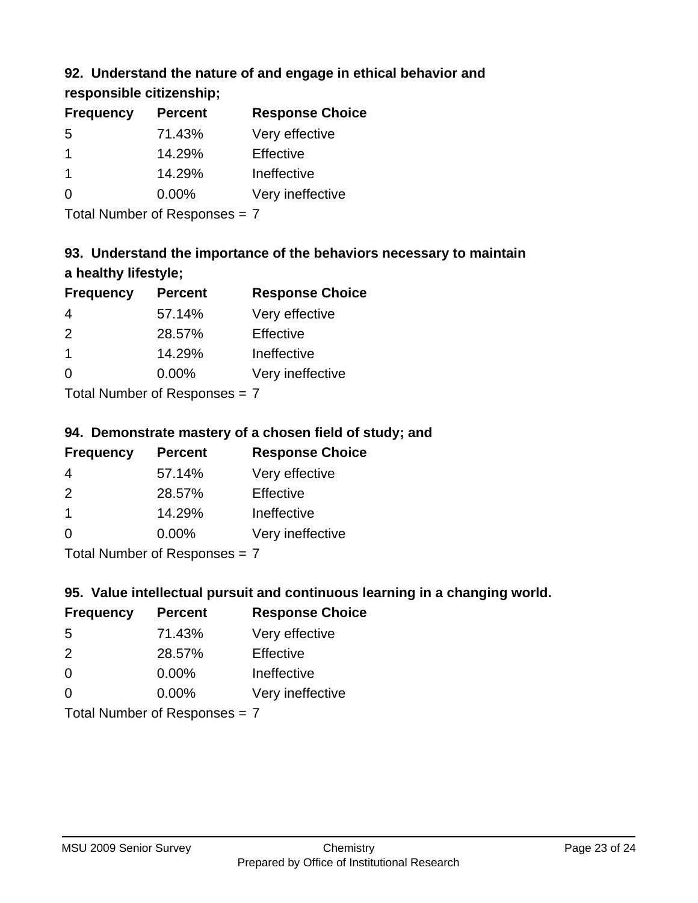### 92. Understand the nature of and engage in ethical behavior and responsible citizenship;

| Frequency | Percent | Response Choice |
|---|---|---|
| 5 | 71.43% | Very effective |
| 1 | 14.29% | Effective |
| 1 | 14.29% | Ineffective |
| 0 | 0.00% | Very ineffective |

Total Number of Responses = 7

### 93. Understand the importance of the behaviors necessary to maintain a healthy lifestyle;

| Frequency | Percent | Response Choice |
|---|---|---|
| 4 | 57.14% | Very effective |
| 2 | 28.57% | Effective |
| 1 | 14.29% | Ineffective |
| 0 | 0.00% | Very ineffective |

Total Number of Responses = 7

### 94. Demonstrate mastery of a chosen field of study; and

| Frequency | Percent | Response Choice |
|---|---|---|
| 4 | 57.14% | Very effective |
| 2 | 28.57% | Effective |
| 1 | 14.29% | Ineffective |
| 0 | 0.00% | Very ineffective |

Total Number of Responses = 7

### 95. Value intellectual pursuit and continuous learning in a changing world.

| Frequency | Percent | Response Choice |
|---|---|---|
| 5 | 71.43% | Very effective |
| 2 | 28.57% | Effective |
| 0 | 0.00% | Ineffective |
| 0 | 0.00% | Very ineffective |

Total Number of Responses = 7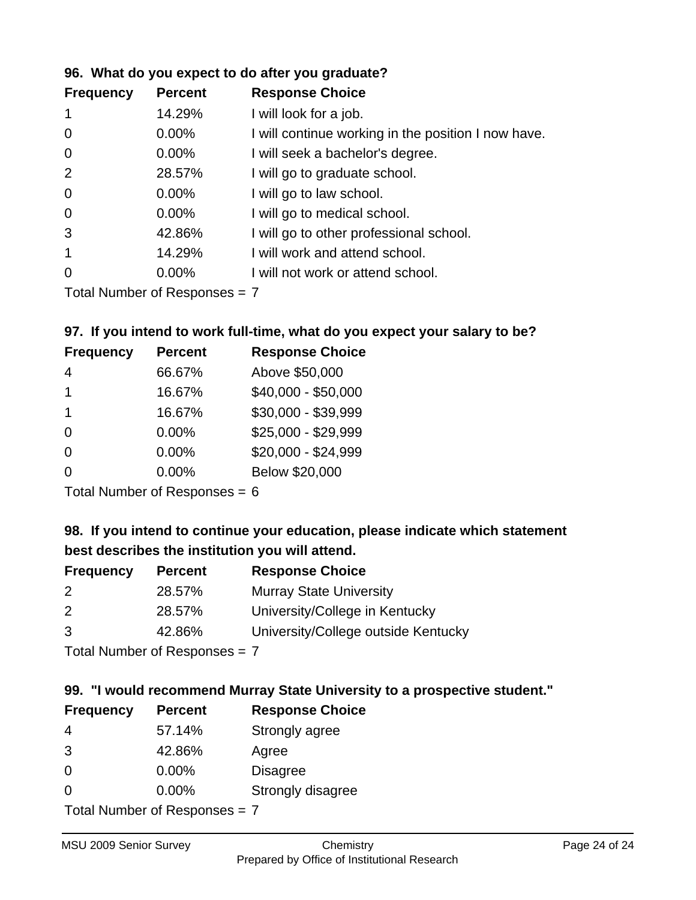### 96. What do you expect to do after you graduate?

| Frequency | Percent | Response Choice |
|---|---|---|
| 1 | 14.29% | I will look for a job. |
| 0 | 0.00% | I will continue working in the position I now have. |
| 0 | 0.00% | I will seek a bachelor's degree. |
| 2 | 28.57% | I will go to graduate school. |
| 0 | 0.00% | I will go to law school. |
| 0 | 0.00% | I will go to medical school. |
| 3 | 42.86% | I will go to other professional school. |
| 1 | 14.29% | I will work and attend school. |
| 0 | 0.00% | I will not work or attend school. |

Total Number of Responses = 7

### 97. If you intend to work full-time, what do you expect your salary to be?

| Frequency | Percent | Response Choice |
|---|---|---|
| 4 | 66.67% | Above $50,000 |
| 1 | 16.67% | $40,000 - $50,000 |
| 1 | 16.67% | $30,000 - $39,999 |
| 0 | 0.00% | $25,000 - $29,999 |
| 0 | 0.00% | $20,000 - $24,999 |
| 0 | 0.00% | Below $20,000 |

Total Number of Responses = 6

### 98. If you intend to continue your education, please indicate which statement best describes the institution you will attend.

| Frequency | Percent | Response Choice |
|---|---|---|
| 2 | 28.57% | Murray State University |
| 2 | 28.57% | University/College in Kentucky |
| 3 | 42.86% | University/College outside Kentucky |

Total Number of Responses = 7

### 99. "I would recommend Murray State University to a prospective student."

| Frequency | Percent | Response Choice |
|---|---|---|
| 4 | 57.14% | Strongly agree |
| 3 | 42.86% | Agree |
| 0 | 0.00% | Disagree |
| 0 | 0.00% | Strongly disagree |

Total Number of Responses = 7